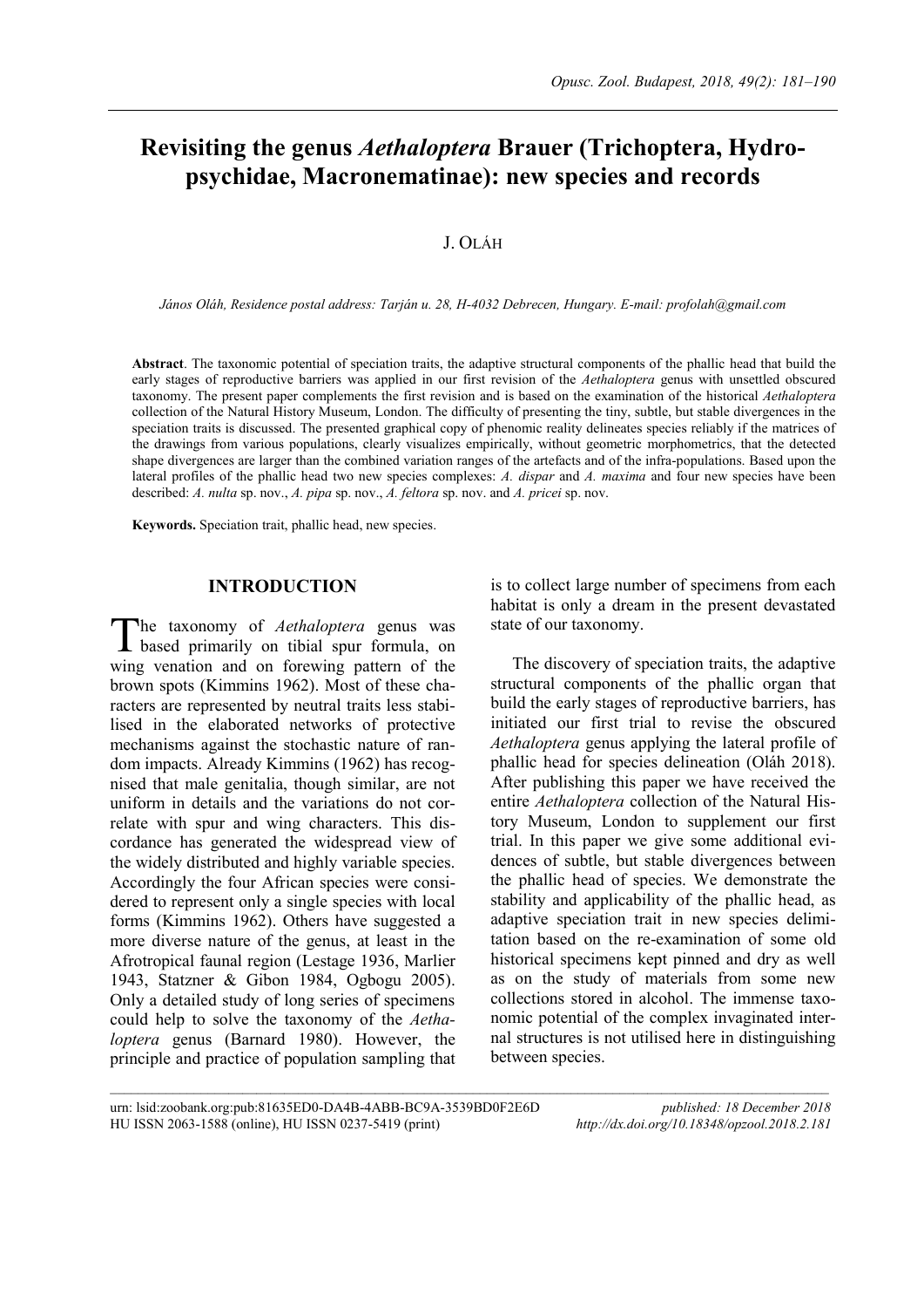# Revisiting the genus *Aethaloptera* Brauer (Trichoptera, Hydropsychidae, Macronematinae): new species and records

J. OLÁH

*János Oláh, Residence postal address: Tarján u. 28, H-4032 Debrecen, Hungary. E-mail: profolah@gmail.com*

**Abstract**. The taxonomic potential of speciation traits, the adaptive structural components of the phallic head that build the early stages of reproductive barriers was applied in our first revision of the *Aethaloptera* genus with unsettled obscured taxonomy. The present paper complements the first revision and is based on the examination of the historical *Aethaloptera* collection of the Natural History Museum, London. The difficulty of presenting the tiny, subtle, but stable divergences in the speciation traits is discussed. The presented graphical copy of phenomic reality delineates species reliably if the matrices of the drawings from various populations, clearly visualizes empirically, without geometric morphometrics, that the detected shape divergences are larger than the combined variation ranges of the artefacts and of the infra-populations. Based upon the lateral profiles of the phallic head two new species complexes: *A. dispar* and *A. maxima* and four new species have been described: *A. nulta* sp. nov., *A. pipa* sp. nov., *A. feltora* sp. nov. and *A. pricei* sp. nov.

**Keywords.** Speciation trait, phallic head, new species.

## INTRODUCTION

The taxonomy of *Aethaloptera* genus was based primarily on tibial spur formula, on wing venation and on forewing pattern of the brown spots (Kimmins 1962). Most of these characters are represented by neutral traits less stabilised in the elaborated networks of protective mechanisms against the stochastic nature of random impacts. Already Kimmins (1962) has recognised that male genitalia, though similar, are not uniform in details and the variations do not correlate with spur and wing characters. This discordance has generated the widespread view of the widely distributed and highly variable species. Accordingly the four African species were considered to represent only a single species with local forms (Kimmins 1962). Others have suggested a more diverse nature of the genus, at least in the Afrotropical faunal region (Lestage 1936, Marlier 1943, Statzner & Gibon 1984, Ogbogu 2005). Only a detailed study of long series of specimens could help to solve the taxonomy of the *Aethaloptera* genus (Barnard 1980). However, the principle and practice of population sampling that is to collect large number of specimens from each habitat is only a dream in the present devastated state of our taxonomy.

The discovery of speciation traits, the adaptive structural components of the phallic organ that build the early stages of reproductive barriers, has initiated our first trial to revise the obscured *Aethaloptera* genus applying the lateral profile of phallic head for species delineation (Oláh 2018). After publishing this paper we have received the entire *Aethaloptera* collection of the Natural History Museum, London to supplement our first trial. In this paper we give some additional evidences of subtle, but stable divergences between the phallic head of species. We demonstrate the stability and applicability of the phallic head, as adaptive speciation trait in new species delimitation based on the re-examination of some old historical specimens kept pinned and dry as well as on the study of materials from some new collections stored in alcohol. The immense taxonomic potential of the complex invaginated internal structures is not utilised here in distinguishing between species.

urn: lsid:zoobank.org:pub:81635ED0-DA4B-4ABB-BC9A-3539BD0F2E6D
published: 18 December 2018
HU ISSN 2063-1588 (online), HU ISSN 0237-5419 (print)
http://dx.doi.org/10.18348/opzool.2018.2.181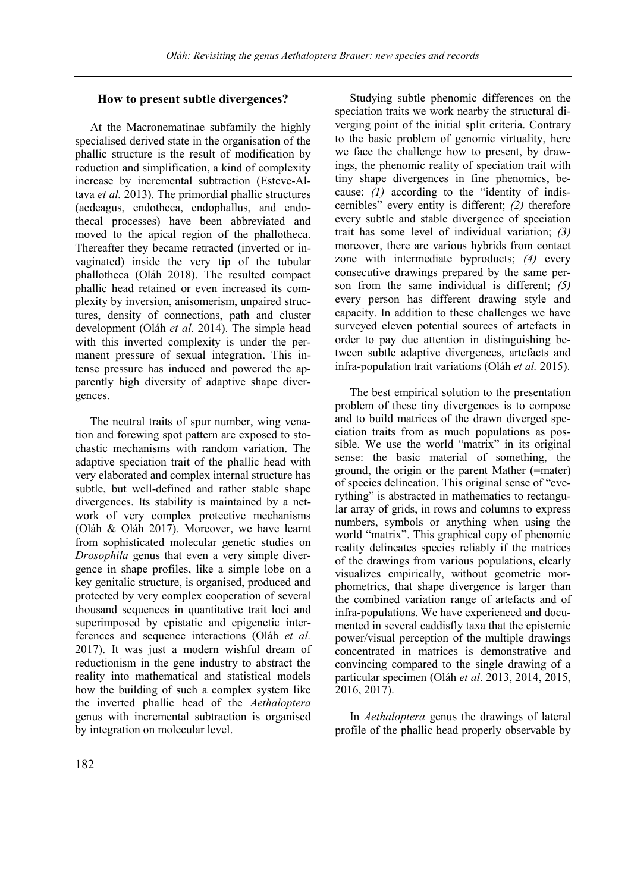## How to present subtle divergences?

At the Macronematinae subfamily the highly specialised derived state in the organisation of the phallic structure is the result of modification by reduction and simplification, a kind of complexity increase by incremental subtraction (Esteve-Altava *et al.* 2013). The primordial phallic structures (aedeagus, endotheca, endophallus, and endothecal processes) have been abbreviated and moved to the apical region of the phallotheca. Thereafter they became retracted (inverted or invaginated) inside the very tip of the tubular phallotheca (Oláh 2018). The resulted compact phallic head retained or even increased its complexity by inversion, anisomerism, unpaired structures, density of connections, path and cluster development (Oláh *et al.* 2014). The simple head with this inverted complexity is under the permanent pressure of sexual integration. This intense pressure has induced and powered the apparently high diversity of adaptive shape divergences.

The neutral traits of spur number, wing venation and forewing spot pattern are exposed to stochastic mechanisms with random variation. The adaptive speciation trait of the phallic head with very elaborated and complex internal structure has subtle, but well-defined and rather stable shape divergences. Its stability is maintained by a network of very complex protective mechanisms (Oláh & Oláh 2017). Moreover, we have learnt from sophisticated molecular genetic studies on *Drosophila* genus that even a very simple divergence in shape profiles, like a simple lobe on a key genitalic structure, is organised, produced and protected by very complex cooperation of several thousand sequences in quantitative trait loci and superimposed by epistatic and epigenetic interferences and sequence interactions (Oláh *et al.* 2017). It was just a modern wishful dream of reductionism in the gene industry to abstract the reality into mathematical and statistical models how the building of such a complex system like the inverted phallic head of the *Aethaloptera* genus with incremental subtraction is organised by integration on molecular level.

Studying subtle phenomic differences on the speciation traits we work nearby the structural diverging point of the initial split criteria. Contrary to the basic problem of genomic virtuality, here we face the challenge how to present, by drawings, the phenomic reality of speciation trait with tiny shape divergences in fine phenomics, because: *(1)* according to the "identity of indiscernibles" every entity is different; *(2)* therefore every subtle and stable divergence of speciation trait has some level of individual variation; *(3)* moreover, there are various hybrids from contact zone with intermediate byproducts; *(4)* every consecutive drawings prepared by the same person from the same individual is different; *(5)* every person has different drawing style and capacity. In addition to these challenges we have surveyed eleven potential sources of artefacts in order to pay due attention in distinguishing between subtle adaptive divergences, artefacts and infra-population trait variations (Oláh *et al.* 2015).

The best empirical solution to the presentation problem of these tiny divergences is to compose and to build matrices of the drawn diverged speciation traits from as much populations as possible. We use the world "matrix" in its original sense: the basic material of something, the ground, the origin or the parent Mather (=mater) of species delineation. This original sense of "everything" is abstracted in mathematics to rectangular array of grids, in rows and columns to express numbers, symbols or anything when using the world "matrix". This graphical copy of phenomic reality delineates species reliably if the matrices of the drawings from various populations, clearly visualizes empirically, without geometric morphometrics, that shape divergence is larger than the combined variation range of artefacts and of infra-populations. We have experienced and documented in several caddisfly taxa that the epistemic power/visual perception of the multiple drawings concentrated in matrices is demonstrative and convincing compared to the single drawing of a particular specimen (Oláh *et al*. 2013, 2014, 2015, 2016, 2017).

In *Aethaloptera* genus the drawings of lateral profile of the phallic head properly observable by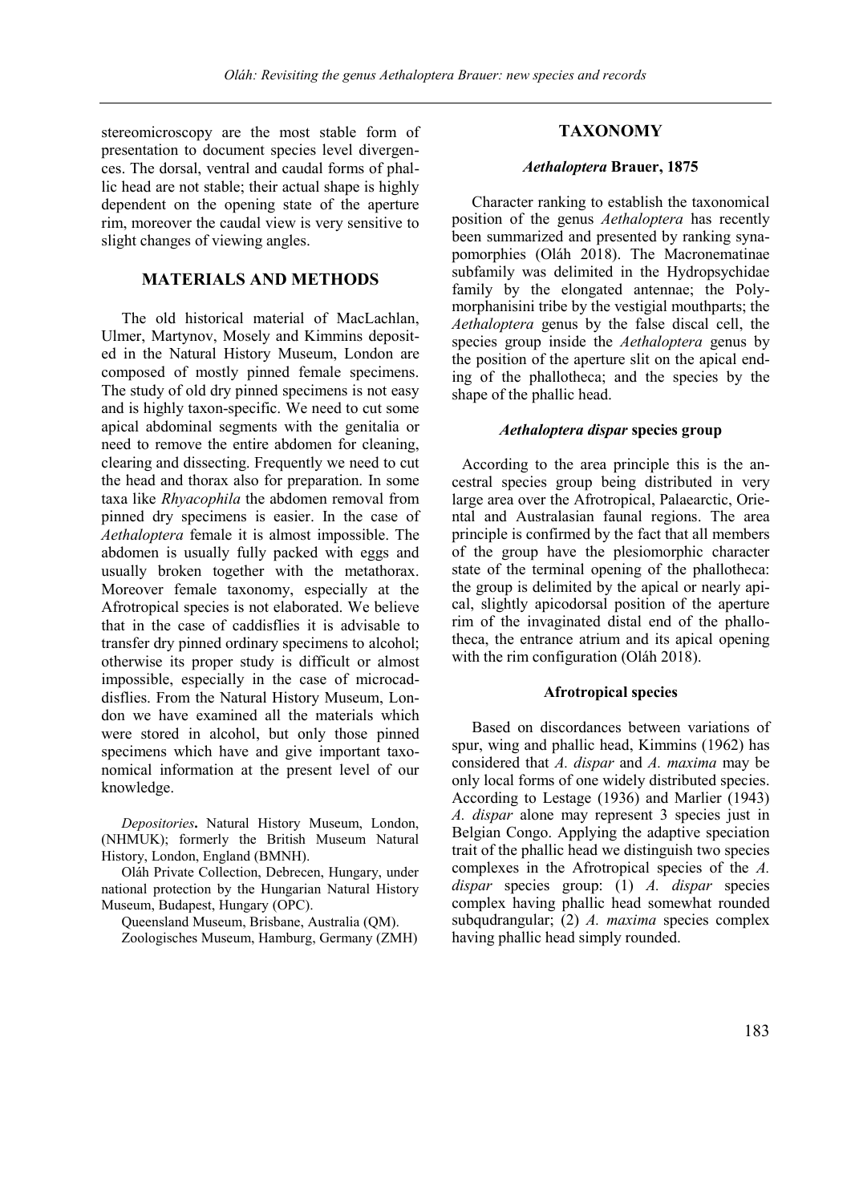stereomicroscopy are the most stable form of presentation to document species level divergences. The dorsal, ventral and caudal forms of phallic head are not stable; their actual shape is highly dependent on the opening state of the aperture rim, moreover the caudal view is very sensitive to slight changes of viewing angles.

## MATERIALS AND METHODS

The old historical material of MacLachlan, Ulmer, Martynov, Mosely and Kimmins deposited in the Natural History Museum, London are composed of mostly pinned female specimens. The study of old dry pinned specimens is not easy and is highly taxon-specific. We need to cut some apical abdominal segments with the genitalia or need to remove the entire abdomen for cleaning, clearing and dissecting. Frequently we need to cut the head and thorax also for preparation. In some taxa like *Rhyacophila* the abdomen removal from pinned dry specimens is easier. In the case of *Aethaloptera* female it is almost impossible. The abdomen is usually fully packed with eggs and usually broken together with the metathorax. Moreover female taxonomy, especially at the Afrotropical species is not elaborated. We believe that in the case of caddisflies it is advisable to transfer dry pinned ordinary specimens to alcohol; otherwise its proper study is difficult or almost impossible, especially in the case of microcaddisflies. From the Natural History Museum, London we have examined all the materials which were stored in alcohol, but only those pinned specimens which have and give important taxonomical information at the present level of our knowledge.

*Depositories***.** Natural History Museum, London, (NHMUK); formerly the British Museum Natural History, London, England (BMNH).

Oláh Private Collection, Debrecen, Hungary, under national protection by the Hungarian Natural History Museum, Budapest, Hungary (OPC).

Queensland Museum, Brisbane, Australia (QM).

Zoologisches Museum, Hamburg, Germany (ZMH)

## TAXONOMY

### *Aethaloptera* Brauer, 1875

Character ranking to establish the taxonomical position of the genus *Aethaloptera* has recently been summarized and presented by ranking synapomorphies (Oláh 2018). The Macronematinae subfamily was delimited in the Hydropsychidae family by the elongated antennae; the Polymorphanisini tribe by the vestigial mouthparts; the *Aethaloptera* genus by the false discal cell, the species group inside the *Aethaloptera* genus by the position of the aperture slit on the apical ending of the phallotheca; and the species by the shape of the phallic head.

### *Aethaloptera dispar* species group

According to the area principle this is the ancestral species group being distributed in very large area over the Afrotropical, Palaearctic, Oriental and Australasian faunal regions. The area principle is confirmed by the fact that all members of the group have the plesiomorphic character state of the terminal opening of the phallotheca: the group is delimited by the apical or nearly apical, slightly apicodorsal position of the aperture rim of the invaginated distal end of the phallotheca, the entrance atrium and its apical opening with the rim configuration (Oláh 2018).

### Afrotropical species

Based on discordances between variations of spur, wing and phallic head, Kimmins (1962) has considered that *A. dispar* and *A. maxima* may be only local forms of one widely distributed species. According to Lestage (1936) and Marlier (1943) *A. dispar* alone may represent 3 species just in Belgian Congo. Applying the adaptive speciation trait of the phallic head we distinguish two species complexes in the Afrotropical species of the *A. dispar* species group: (1) *A. dispar* species complex having phallic head somewhat rounded subqudrangular; (2) *A. maxima* species complex having phallic head simply rounded.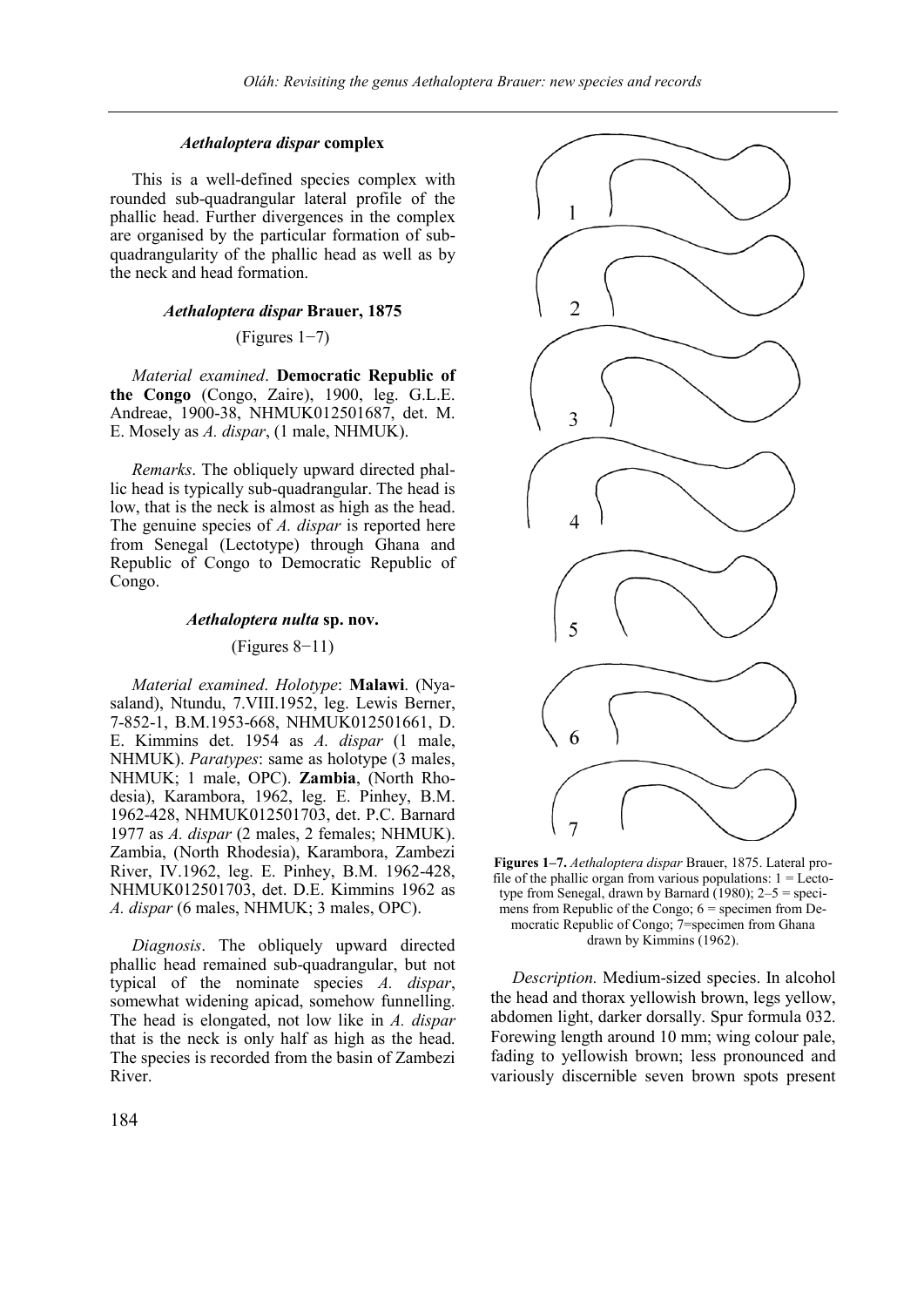### *Aethaloptera dispar* complex

This is a well-defined species complex with rounded sub-quadrangular lateral profile of the phallic head. Further divergences in the complex are organised by the particular formation of sub-quadrangularity of the phallic head as well as by the neck and head formation.

### *Aethaloptera dispar* Brauer, 1875

(Figures 1−7)

*Material examined*. **Democratic Republic of the Congo** (Congo, Zaire), 1900, leg. G.L.E. Andreae, 1900-38, NHMUK012501687, det. M. E. Mosely as *A. dispar*, (1 male, NHMUK).

*Remarks*. The obliquely upward directed phallic head is typically sub-quadrangular. The head is low, that is the neck is almost as high as the head. The genuine species of *A. dispar* is reported here from Senegal (Lectotype) through Ghana and Republic of Congo to Democratic Republic of Congo.

### *Aethaloptera nulta* sp. nov.

(Figures 8−11)

*Material examined*. *Holotype*: **Malawi**. (Nyasaland), Ntundu, 7.VIII.1952, leg. Lewis Berner, 7-852-1, B.M.1953-668, NHMUK012501661, D. E. Kimmins det. 1954 as *A. dispar* (1 male, NHMUK). *Paratypes*: same as holotype (3 males, NHMUK; 1 male, OPC). **Zambia**, (North Rhodesia), Karambora, 1962, leg. E. Pinhey, B.M. 1962-428, NHMUK012501703, det. P.C. Barnard 1977 as *A. dispar* (2 males, 2 females; NHMUK). Zambia, (North Rhodesia), Karambora, Zambezi River, IV.1962, leg. E. Pinhey, B.M. 1962-428, NHMUK012501703, det. D.E. Kimmins 1962 as *A. dispar* (6 males, NHMUK; 3 males, OPC).

*Diagnosis*. The obliquely upward directed phallic head remained sub-quadrangular, but not typical of the nominate species *A. dispar*, somewhat widening apicad, somehow funnelling. The head is elongated, not low like in *A. dispar* that is the neck is only half as high as the head. The species is recorded from the basin of Zambezi River.

**Figures 1–7.** *Aethaloptera dispar* Brauer, 1875. Lateral profile of the phallic organ from various populations: 1 = Lectotype from Senegal, drawn by Barnard (1980); 2–5 = specimens from Republic of the Congo; 6 = specimen from Democratic Republic of Congo; 7=specimen from Ghana drawn by Kimmins (1962).

*Description.* Medium-sized species. In alcohol the head and thorax yellowish brown, legs yellow, abdomen light, darker dorsally. Spur formula 032. Forewing length around 10 mm; wing colour pale, fading to yellowish brown; less pronounced and variously discernible seven brown spots present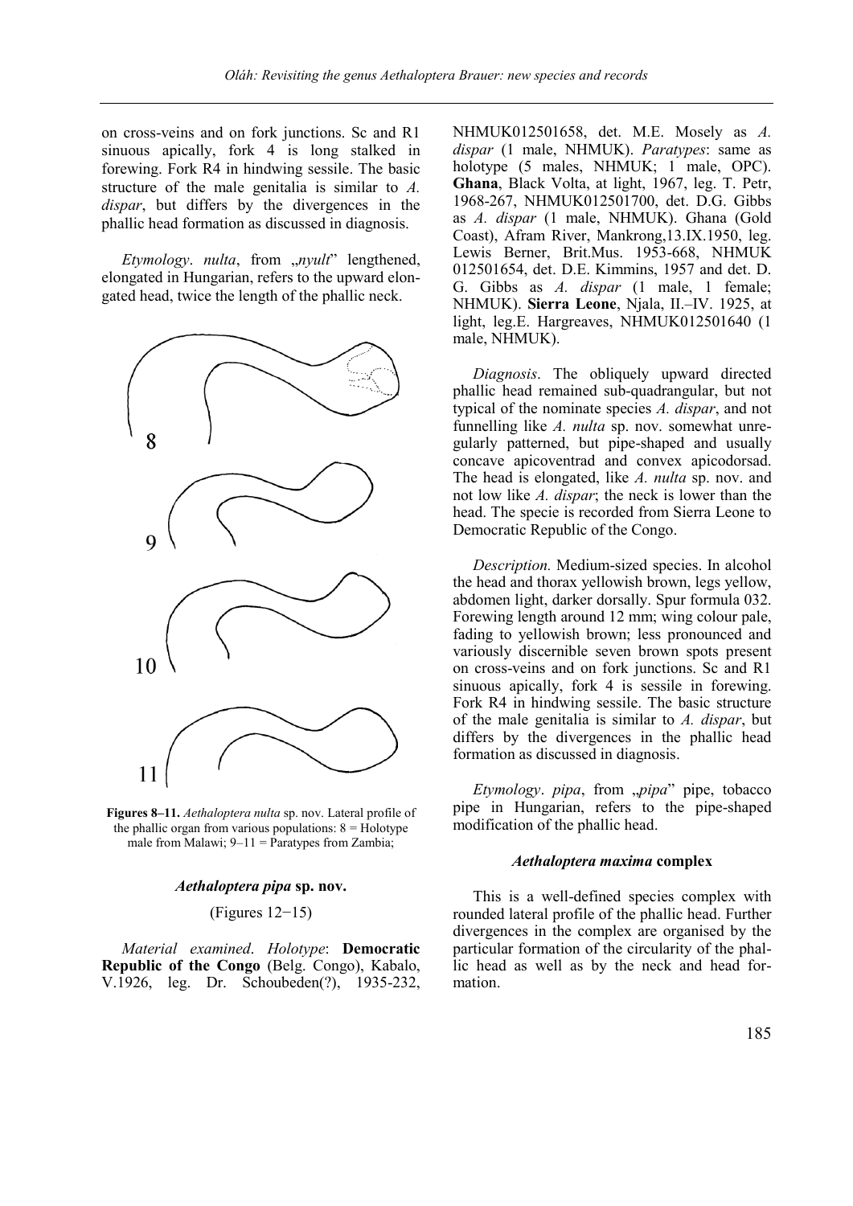on cross-veins and on fork junctions. Sc and R1 sinuous apically, fork 4 is long stalked in forewing. Fork R4 in hindwing sessile. The basic structure of the male genitalia is similar to *A. dispar*, but differs by the divergences in the phallic head formation as discussed in diagnosis.

*Etymology*. *nulta*, from „*nyult*" lengthened, elongated in Hungarian, refers to the upward elongated head, twice the length of the phallic neck.

**Figures 8–11.** *Aethaloptera nulta* sp. nov. Lateral profile of the phallic organ from various populations: 8 = Holotype male from Malawi; 9–11 = Paratypes from Zambia;

### *Aethaloptera pipa* sp. nov.

(Figures 12−15)

*Material examined*. *Holotype*: **Democratic Republic of the Congo** (Belg. Congo), Kabalo, V.1926, leg. Dr. Schoubeden(?), 1935-232, NHMUK012501658, det. M.E. Mosely as *A. dispar* (1 male, NHMUK). *Paratypes*: same as holotype (5 males, NHMUK; 1 male, OPC). **Ghana**, Black Volta, at light, 1967, leg. T. Petr, 1968-267, NHMUK012501700, det. D.G. Gibbs as *A. dispar* (1 male, NHMUK). Ghana (Gold Coast), Afram River, Mankrong,13.IX.1950, leg. Lewis Berner, Brit.Mus. 1953-668, NHMUK 012501654, det. D.E. Kimmins, 1957 and det. D. G. Gibbs as *A. dispar* (1 male, 1 female; NHMUK). **Sierra Leone**, Njala, II.–IV. 1925, at light, leg.E. Hargreaves, NHMUK012501640 (1 male, NHMUK).

*Diagnosis*. The obliquely upward directed phallic head remained sub-quadrangular, but not typical of the nominate species *A. dispar*, and not funnelling like *A. nulta* sp. nov. somewhat unregularly patterned, but pipe-shaped and usually concave apicoventrad and convex apicodorsad. The head is elongated, like *A. nulta* sp. nov. and not low like *A. dispar*; the neck is lower than the head. The specie is recorded from Sierra Leone to Democratic Republic of the Congo.

*Description.* Medium-sized species. In alcohol the head and thorax yellowish brown, legs yellow, abdomen light, darker dorsally. Spur formula 032. Forewing length around 12 mm; wing colour pale, fading to yellowish brown; less pronounced and variously discernible seven brown spots present on cross-veins and on fork junctions. Sc and R1 sinuous apically, fork 4 is sessile in forewing. Fork R4 in hindwing sessile. The basic structure of the male genitalia is similar to *A. dispar*, but differs by the divergences in the phallic head formation as discussed in diagnosis.

*Etymology*. *pipa*, from „*pipa*" pipe, tobacco pipe in Hungarian, refers to the pipe-shaped modification of the phallic head.

### *Aethaloptera maxima* complex

This is a well-defined species complex with rounded lateral profile of the phallic head. Further divergences in the complex are organised by the particular formation of the circularity of the phallic head as well as by the neck and head formation.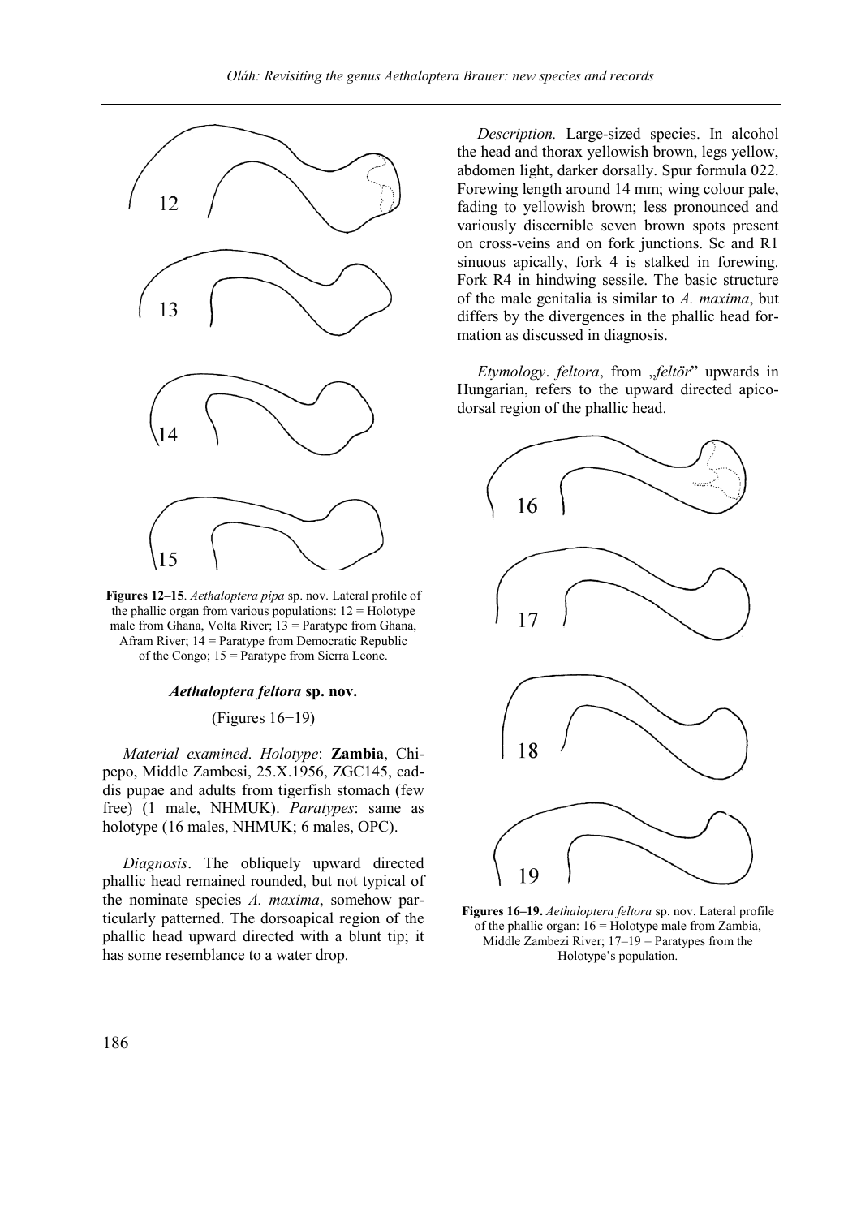**Figures 12–15**. *Aethaloptera pipa* sp. nov. Lateral profile of the phallic organ from various populations: 12 = Holotype male from Ghana, Volta River; 13 = Paratype from Ghana, Afram River; 14 = Paratype from Democratic Republic of the Congo; 15 = Paratype from Sierra Leone.

### *Aethaloptera feltora* sp. nov.

(Figures 16−19)

*Material examined*. *Holotype*: **Zambia**, Chipepo, Middle Zambesi, 25.X.1956, ZGC145, caddis pupae and adults from tigerfish stomach (few free) (1 male, NHMUK). *Paratypes*: same as holotype (16 males, NHMUK; 6 males, OPC).

*Diagnosis*. The obliquely upward directed phallic head remained rounded, but not typical of the nominate species *A. maxima*, somehow particularly patterned. The dorsoapical region of the phallic head upward directed with a blunt tip; it has some resemblance to a water drop.

*Description.* Large-sized species. In alcohol the head and thorax yellowish brown, legs yellow, abdomen light, darker dorsally. Spur formula 022. Forewing length around 14 mm; wing colour pale, fading to yellowish brown; less pronounced and variously discernible seven brown spots present on cross-veins and on fork junctions. Sc and R1 sinuous apically, fork 4 is stalked in forewing. Fork R4 in hindwing sessile. The basic structure of the male genitalia is similar to *A. maxima*, but differs by the divergences in the phallic head formation as discussed in diagnosis.

*Etymology*. *feltora*, from „*feltör*" upwards in Hungarian, refers to the upward directed apicodorsal region of the phallic head.

**Figures 16–19.** *Aethaloptera feltora* sp. nov. Lateral profile of the phallic organ: 16 = Holotype male from Zambia, Middle Zambezi River; 17–19 = Paratypes from the Holotype's population.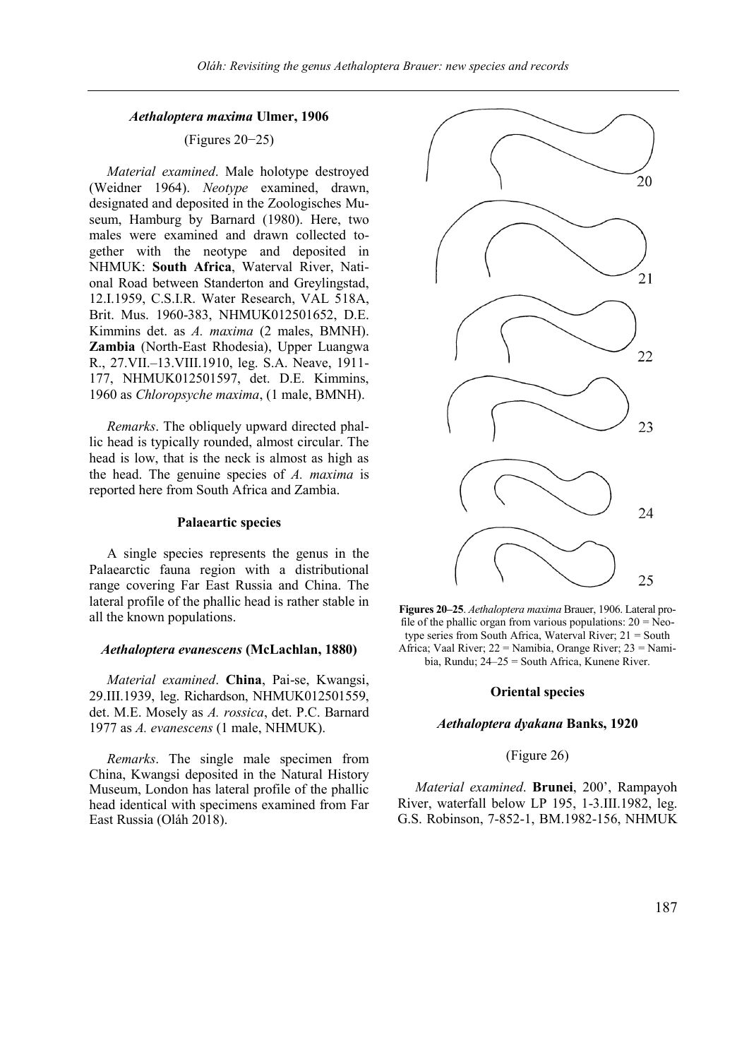### *Aethaloptera maxima* Ulmer, 1906

(Figures 20−25)

*Material examined*. Male holotype destroyed (Weidner 1964). *Neotype* examined, drawn, designated and deposited in the Zoologisches Museum, Hamburg by Barnard (1980). Here, two males were examined and drawn collected together with the neotype and deposited in NHMUK: **South Africa**, Waterval River, National Road between Standerton and Greylingstad, 12.I.1959, C.S.I.R. Water Research, VAL 518A, Brit. Mus. 1960-383, NHMUK012501652, D.E. Kimmins det. as *A. maxima* (2 males, BMNH). **Zambia** (North-East Rhodesia), Upper Luangwa R., 27.VII.–13.VIII.1910, leg. S.A. Neave, 1911-177, NHMUK012501597, det. D.E. Kimmins, 1960 as *Chloropsyche maxima*, (1 male, BMNH).

*Remarks*. The obliquely upward directed phallic head is typically rounded, almost circular. The head is low, that is the neck is almost as high as the head. The genuine species of *A. maxima* is reported here from South Africa and Zambia.

#### Palaeartic species

A single species represents the genus in the Palaearctic fauna region with a distributional range covering Far East Russia and China. The lateral profile of the phallic head is rather stable in all the known populations.

### *Aethaloptera evanescens* (McLachlan, 1880)

*Material examined*. **China**, Pai-se, Kwangsi, 29.III.1939, leg. Richardson, NHMUK012501559, det. M.E. Mosely as *A. rossica*, det. P.C. Barnard 1977 as *A. evanescens* (1 male, NHMUK).

*Remarks*. The single male specimen from China, Kwangsi deposited in the Natural History Museum, London has lateral profile of the phallic head identical with specimens examined from Far East Russia (Oláh 2018).

**Figures 20–25**. *Aethaloptera maxima* Brauer, 1906. Lateral profile of the phallic organ from various populations: 20 = Neotype series from South Africa, Waterval River; 21 = South Africa; Vaal River; 22 = Namibia, Orange River; 23 = Namibia, Rundu; 24–25 = South Africa, Kunene River.

#### Oriental species

### *Aethaloptera dyakana* Banks, 1920

(Figure 26)

*Material examined*. **Brunei**, 200', Rampayoh River, waterfall below LP 195, 1-3.III.1982, leg. G.S. Robinson, 7-852-1, BM.1982-156, NHMUK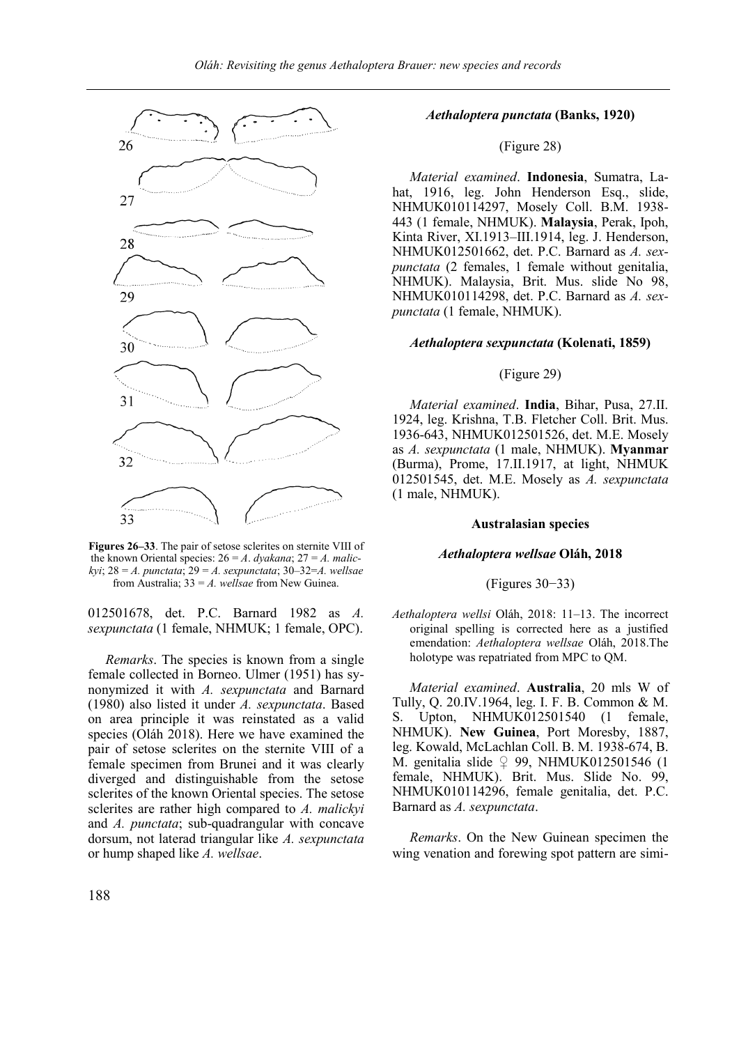Figures 26–33. The pair of setose sclerites on sternite VIII of the known Oriental species: 26 = *A. dyakana*; 27 = *A. malickyi*; 28 = *A. punctata*; 29 = *A. sexpunctata*; 30–32=*A. wellsae* from Australia; 33 = *A. wellsae* from New Guinea.

012501678, det. P.C. Barnard 1982 as *A. sexpunctata* (1 female, NHMUK; 1 female, OPC).

*Remarks*. The species is known from a single female collected in Borneo. Ulmer (1951) has synonymized it with *A. sexpunctata* and Barnard (1980) also listed it under *A. sexpunctata*. Based on area principle it was reinstated as a valid species (Oláh 2018). Here we have examined the pair of setose sclerites on the sternite VIII of a female specimen from Brunei and it was clearly diverged and distinguishable from the setose sclerites of the known Oriental species. The setose sclerites are rather high compared to *A. malickyi* and *A. punctata*; sub-quadrangular with concave dorsum, not laterad triangular like *A. sexpunctata* or hump shaped like *A. wellsae*.

#### *Aethaloptera punctata* (Banks, 1920)

(Figure 28)

*Material examined*. **Indonesia**, Sumatra, Lahat, 1916, leg. John Henderson Esq., slide, NHMUK010114297, Mosely Coll. B.M. 1938-443 (1 female, NHMUK). **Malaysia**, Perak, Ipoh, Kinta River, XI.1913–III.1914, leg. J. Henderson, NHMUK012501662, det. P.C. Barnard as *A. sexpunctata* (2 females, 1 female without genitalia, NHMUK). Malaysia, Brit. Mus. slide No 98, NHMUK010114298, det. P.C. Barnard as *A. sexpunctata* (1 female, NHMUK).

#### *Aethaloptera sexpunctata* (Kolenati, 1859)

(Figure 29)

*Material examined*. **India**, Bihar, Pusa, 27.II. 1924, leg. Krishna, T.B. Fletcher Coll. Brit. Mus. 1936-643, NHMUK012501526, det. M.E. Mosely as *A. sexpunctata* (1 male, NHMUK). **Myanmar** (Burma), Prome, 17.II.1917, at light, NHMUK 012501545, det. M.E. Mosely as *A. sexpunctata* (1 male, NHMUK).

### Australasian species

#### *Aethaloptera wellsae* Oláh, 2018

(Figures 30−33)

*Aethaloptera wellsi* Oláh, 2018: 11–13. The incorrect original spelling is corrected here as a justified emendation: *Aethaloptera wellsae* Oláh, 2018.The holotype was repatriated from MPC to QM.

*Material examined*. **Australia**, 20 mls W of Tully, Q. 20.IV.1964, leg. I. F. B. Common & M. S. Upton, NHMUK012501540 (1 female, NHMUK). **New Guinea**, Port Moresby, 1887, leg. Kowald, McLachlan Coll. B. M. 1938-674, B. M. genitalia slide ♀ 99, NHMUK012501546 (1 female, NHMUK). Brit. Mus. Slide No. 99, NHMUK010114296, female genitalia, det. P.C. Barnard as *A. sexpunctata*.

*Remarks*. On the New Guinean specimen the wing venation and forewing spot pattern are simi-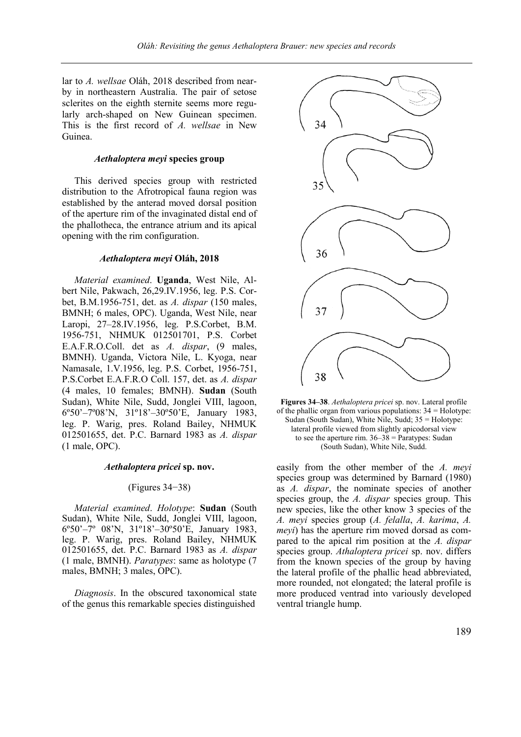lar to *A. wellsae* Oláh, 2018 described from nearby in northeastern Australia. The pair of setose sclerites on the eighth sternite seems more regularly arch-shaped on New Guinean specimen. This is the first record of *A. wellsae* in New Guinea.

### *Aethaloptera meyi* species group

This derived species group with restricted distribution to the Afrotropical fauna region was established by the anterad moved dorsal position of the aperture rim of the invaginated distal end of the phallotheca, the entrance atrium and its apical opening with the rim configuration.

### *Aethaloptera meyi* Oláh, 2018

*Material examined*. **Uganda**, West Nile, Albert Nile, Pakwach, 26,29.IV.1956, leg. P.S. Corbet, B.M.1956-751, det. as *A. dispar* (150 males, BMNH; 6 males, OPC). Uganda, West Nile, near Laropi, 27–28.IV.1956, leg. P.S.Corbet, B.M. 1956-751, NHMUK 012501701, P.S. Corbet E.A.F.R.O.Coll. det as *A. dispar*, (9 males, BMNH). Uganda, Victora Nile, L. Kyoga, near Namasale, 1.V.1956, leg. P.S. Corbet, 1956-751, P.S.Corbet E.A.F.R.O Coll. 157, det. as *A. dispar* (4 males, 10 females; BMNH). **Sudan** (South Sudan), White Nile, Sudd, Jonglei VIII, lagoon, 6º50'–7º08'N, 31º18'–30º50'E, January 1983, leg. P. Warig, pres. Roland Bailey, NHMUK 012501655, det. P.C. Barnard 1983 as *A. dispar* (1 male, OPC).

### *Aethaloptera pricei* sp. nov.

(Figures 34−38)

*Material examined*. *Holotype*: **Sudan** (South Sudan), White Nile, Sudd, Jonglei VIII, lagoon, 6º50'–7º 08'N, 31º18'–30º50'E, January 1983, leg. P. Warig, pres. Roland Bailey, NHMUK 012501655, det. P.C. Barnard 1983 as *A. dispar* (1 male, BMNH). *Paratypes*: same as holotype (7 males, BMNH; 3 males, OPC).

*Diagnosis*. In the obscured taxonomical state of the genus this remarkable species distinguished easily from the other member of the *A. meyi* species group was determined by Barnard (1980) as *A. dispar*, the nominate species of another species group, the *A. dispar* species group. This new species, like the other know 3 species of the *A. meyi* species group (*A. felalla*, *A. karima*, *A. meyi*) has the aperture rim moved dorsad as compared to the apical rim position at the *A. dispar* species group. *Athaloptera pricei* sp. nov. differs from the known species of the group by having the lateral profile of the phallic head abbreviated, more rounded, not elongated; the lateral profile is more produced ventrad into variously developed ventral triangle hump.

**Figures 34–38**. *Aethaloptera pricei* sp. nov. Lateral profile of the phallic organ from various populations: 34 = Holotype: Sudan (South Sudan), White Nile, Sudd; 35 = Holotype: lateral profile viewed from slightly apicodorsal view to see the aperture rim. 36–38 = Paratypes: Sudan (South Sudan), White Nile, Sudd.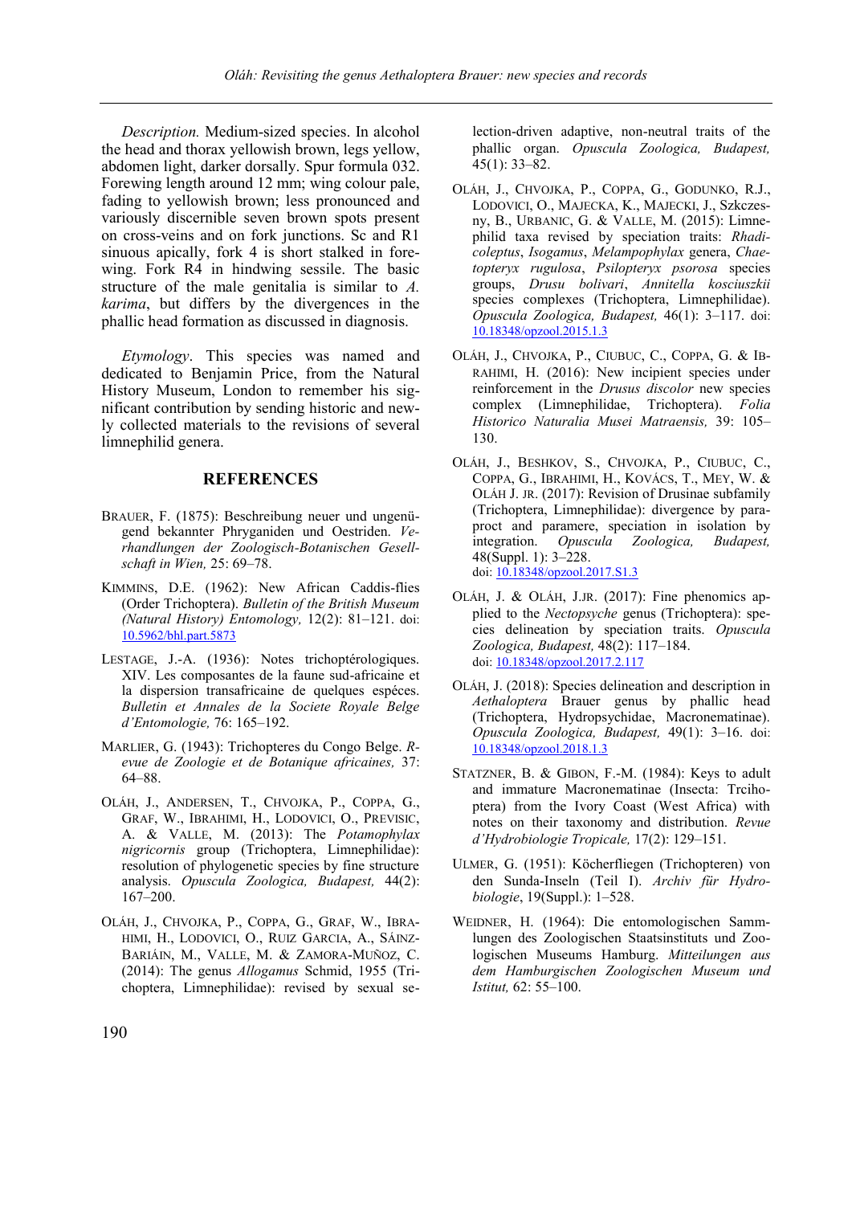*Description.* Medium-sized species. In alcohol the head and thorax yellowish brown, legs yellow, abdomen light, darker dorsally. Spur formula 032. Forewing length around 12 mm; wing colour pale, fading to yellowish brown; less pronounced and variously discernible seven brown spots present on cross-veins and on fork junctions. Sc and R1 sinuous apically, fork 4 is short stalked in forewing. Fork R4 in hindwing sessile. The basic structure of the male genitalia is similar to *A. karima*, but differs by the divergences in the phallic head formation as discussed in diagnosis.

*Etymology*. This species was named and dedicated to Benjamin Price, from the Natural History Museum, London to remember his significant contribution by sending historic and newly collected materials to the revisions of several limnephilid genera.

## REFERENCES

BRAUER, F. (1875): Beschreibung neuer und ungenügend bekannter Phryganiden und Oestriden. *Verhandlungen der Zoologisch-Botanischen Gesellschaft in Wien,* 25: 69–78.

KIMMINS, D.E. (1962): New African Caddis-flies (Order Trichoptera). *Bulletin of the British Museum (Natural History) Entomology,* 12(2): 81–121. doi: 10.5962/bhl.part.5873

LESTAGE, J.-A. (1936): Notes trichoptérologiques. XIV. Les composantes de la faune sud-africaine et la dispersion transafricaine de quelques espéces. *Bulletin et Annales de la Societe Royale Belge d'Entomologie,* 76: 165–192.

MARLIER, G. (1943): Trichopteres du Congo Belge. *Revue de Zoologie et de Botanique africaines,* 37: 64–88.

OLÁH, J., ANDERSEN, T., CHVOJKA, P., COPPA, G., GRAF, W., IBRAHIMI, H., LODOVICI, O., PREVISIC, A. & VALLE, M. (2013): The *Potamophylax nigricornis* group (Trichoptera, Limnephilidae): resolution of phylogenetic species by fine structure analysis. *Opuscula Zoologica, Budapest,* 44(2): 167–200.

OLÁH, J., CHVOJKA, P., COPPA, G., GRAF, W., IBRAHIMI, H., LODOVICI, O., RUIZ GARCIA, A., SÁINZ-BARIÁIN, M., VALLE, M. & ZAMORA-MUÑOZ, C. (2014): The genus *Allogamus* Schmid, 1955 (Trichoptera, Limnephilidae): revised by sexual selection-driven adaptive, non-neutral traits of the phallic organ. *Opuscula Zoologica, Budapest,* 45(1): 33–82.

OLÁH, J., CHVOJKA, P., COPPA, G., GODUNKO, R.J., LODOVICI, O., MAJECKA, K., MAJECKI, J., Szkczesny, B., URBANIC, G. & VALLE, M. (2015): Limnephilid taxa revised by speciation traits: *Rhadicoleptus*, *Isogamus*, *Melampophylax* genera, *Chaetopteryx rugulosa*, *Psilopteryx psorosa* species groups, *Drusu bolivari*, *Annitella kosciuszkii* species complexes (Trichoptera, Limnephilidae). *Opuscula Zoologica, Budapest,* 46(1): 3–117. doi: 10.18348/opzool.2015.1.3

OLÁH, J., CHVOJKA, P., CIUBUC, C., COPPA, G. & IBRAHIMI, H. (2016): New incipient species under reinforcement in the *Drusus discolor* new species complex (Limnephilidae, Trichoptera). *Folia Historico Naturalia Musei Matraensis,* 39: 105–130.

OLÁH, J., BESHKOV, S., CHVOJKA, P., CIUBUC, C., COPPA, G., IBRAHIMI, H., KOVÁCS, T., MEY, W. & OLÁH J. JR. (2017): Revision of Drusinae subfamily (Trichoptera, Limnephilidae): divergence by paraproct and paramere, speciation in isolation by integration. *Opuscula Zoologica, Budapest,* 48(Suppl. 1): 3–228. doi: 10.18348/opzool.2017.S1.3

OLÁH, J. & OLÁH, J.JR. (2017): Fine phenomics applied to the *Nectopsyche* genus (Trichoptera): species delineation by speciation traits. *Opuscula Zoologica, Budapest,* 48(2): 117–184. doi: 10.18348/opzool.2017.2.117

OLÁH, J. (2018): Species delineation and description in *Aethaloptera* Brauer genus by phallic head (Trichoptera, Hydropsychidae, Macronematinae). *Opuscula Zoologica, Budapest,* 49(1): 3–16. doi: 10.18348/opzool.2018.1.3

STATZNER, B. & GIBON, F.-M. (1984): Keys to adult and immature Macronematinae (Insecta: Trcihoptera) from the Ivory Coast (West Africa) with notes on their taxonomy and distribution. *Revue d'Hydrobiologie Tropicale,* 17(2): 129–151.

ULMER, G. (1951): Köcherfliegen (Trichopteren) von den Sunda-Inseln (Teil I). *Archiv für Hydrobiologie*, 19(Suppl.): 1–528.

WEIDNER, H. (1964): Die entomologischen Sammlungen des Zoologischen Staatsinstituts und Zoologischen Museums Hamburg. *Mitteilungen aus dem Hamburgischen Zoologischen Museum und Istitut,* 62: 55–100.